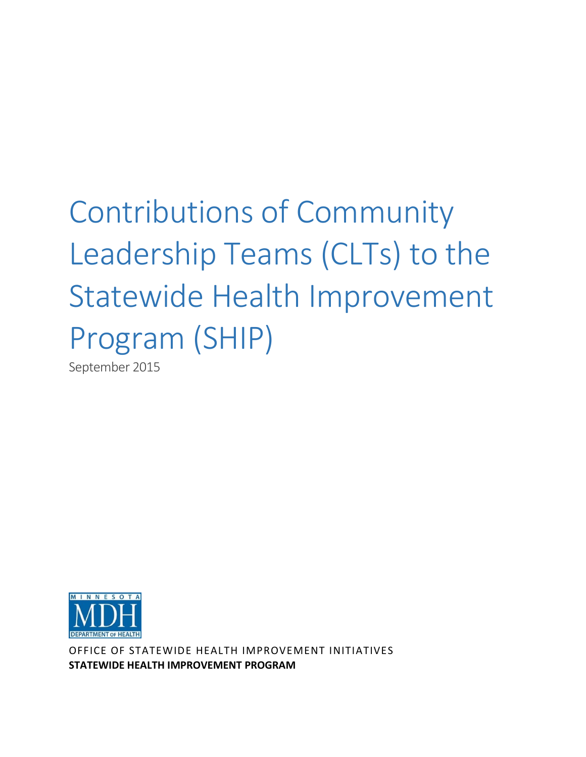# Contributions of Community Leadership Teams (CLTs) to the Statewide Health Improvement Program (SHIP)

September 2015

MINNESOTA MDH DEPARTMENT OF HEALTH

OFFICE OF STATEWIDE HEALTH IMPROVEMENT INITIATIVES

**STATEWIDE HEALTH IMPROVEMENT PROGRAM**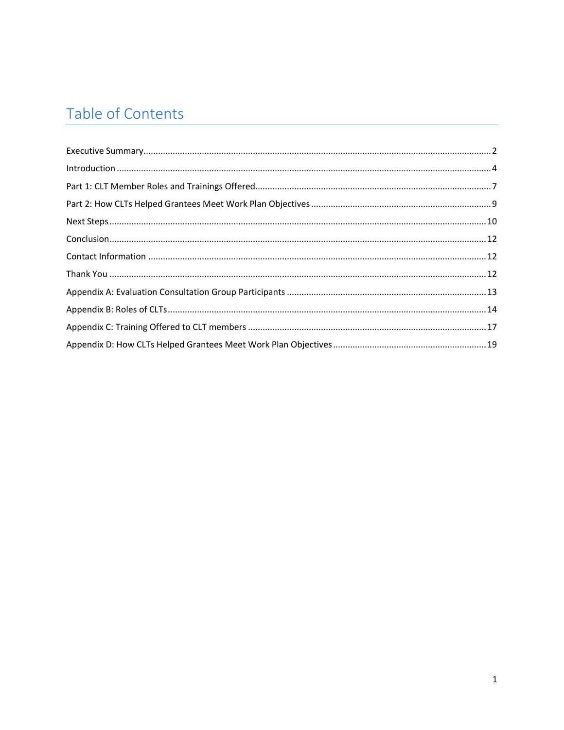# Table of Contents

Executive Summary ........................................................................ 2
Introduction ..................................................................................... 4
Part 1: CLT Member Roles and Trainings Offered ........................... 7
Part 2: How CLTs Helped Grantees Meet Work Plan Objectives ......... 9
Next Steps ...................................................................................... 10
Conclusion ..................................................................................... 12
Contact Information ........................................................................ 12
Thank You ...................................................................................... 12
Appendix A: Evaluation Consultation Group Participants ................ 13
Appendix B: Roles of CLTs ............................................................... 14
Appendix C: Training Offered to CLT members ................................ 17
Appendix D: How CLTs Helped Grantees Meet Work Plan Objectives ... 19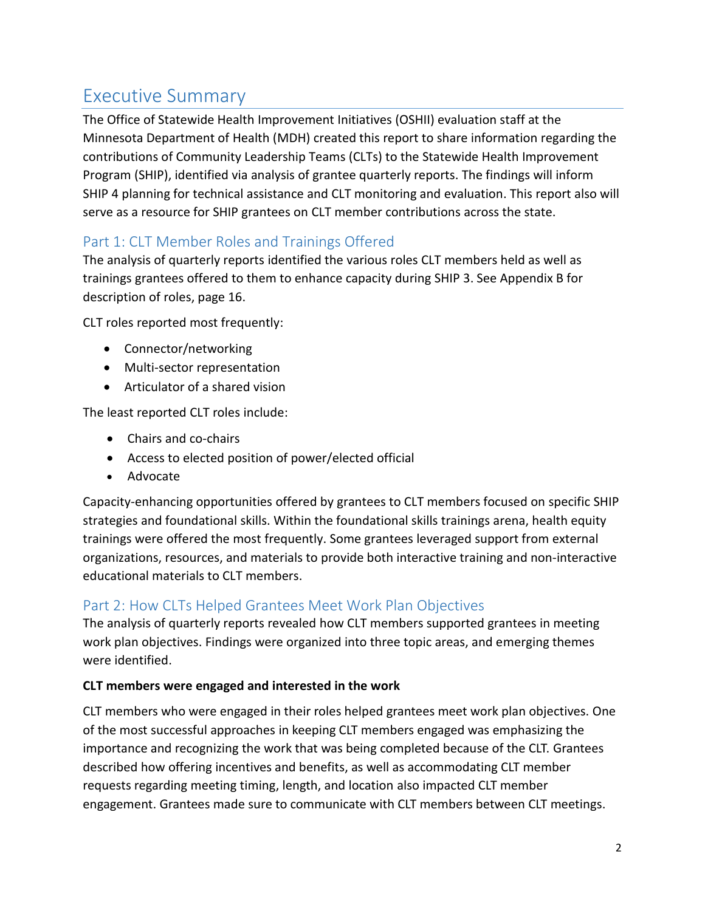# Executive Summary

The Office of Statewide Health Improvement Initiatives (OSHII) evaluation staff at the Minnesota Department of Health (MDH) created this report to share information regarding the contributions of Community Leadership Teams (CLTs) to the Statewide Health Improvement Program (SHIP), identified via analysis of grantee quarterly reports. The findings will inform SHIP 4 planning for technical assistance and CLT monitoring and evaluation. This report also will serve as a resource for SHIP grantees on CLT member contributions across the state.

## Part 1: CLT Member Roles and Trainings Offered

The analysis of quarterly reports identified the various roles CLT members held as well as trainings grantees offered to them to enhance capacity during SHIP 3. See Appendix B for description of roles, page 16.

CLT roles reported most frequently:

- Connector/networking
- Multi-sector representation
- Articulator of a shared vision

The least reported CLT roles include:

- Chairs and co-chairs
- Access to elected position of power/elected official
- Advocate

Capacity-enhancing opportunities offered by grantees to CLT members focused on specific SHIP strategies and foundational skills. Within the foundational skills trainings arena, health equity trainings were offered the most frequently. Some grantees leveraged support from external organizations, resources, and materials to provide both interactive training and non-interactive educational materials to CLT members.

## Part 2: How CLTs Helped Grantees Meet Work Plan Objectives

The analysis of quarterly reports revealed how CLT members supported grantees in meeting work plan objectives. Findings were organized into three topic areas, and emerging themes were identified.

**CLT members were engaged and interested in the work**

CLT members who were engaged in their roles helped grantees meet work plan objectives. One of the most successful approaches in keeping CLT members engaged was emphasizing the importance and recognizing the work that was being completed because of the CLT. Grantees described how offering incentives and benefits, as well as accommodating CLT member requests regarding meeting timing, length, and location also impacted CLT member engagement. Grantees made sure to communicate with CLT members between CLT meetings.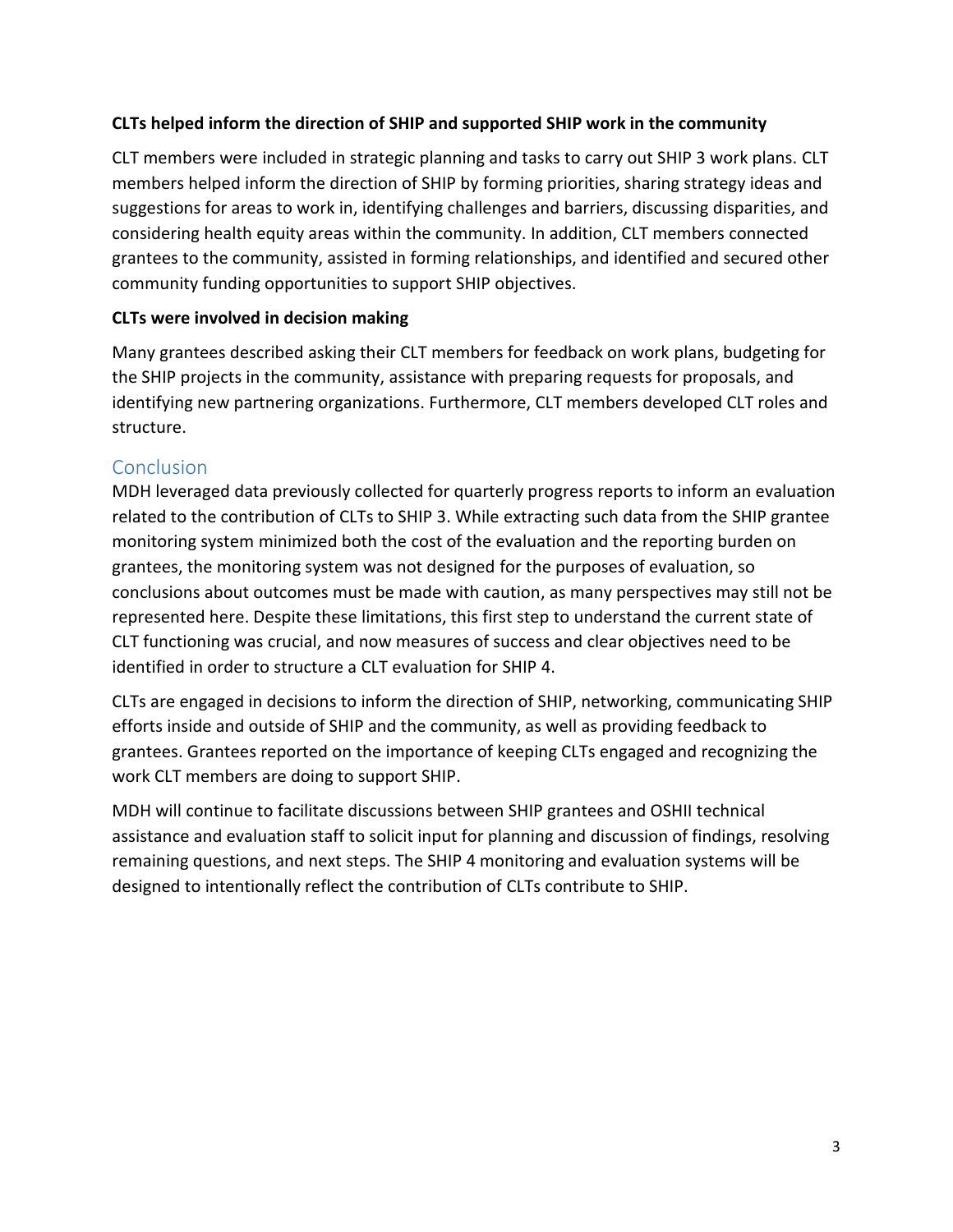**CLTs helped inform the direction of SHIP and supported SHIP work in the community**

CLT members were included in strategic planning and tasks to carry out SHIP 3 work plans. CLT members helped inform the direction of SHIP by forming priorities, sharing strategy ideas and suggestions for areas to work in, identifying challenges and barriers, discussing disparities, and considering health equity areas within the community. In addition, CLT members connected grantees to the community, assisted in forming relationships, and identified and secured other community funding opportunities to support SHIP objectives.

**CLTs were involved in decision making**

Many grantees described asking their CLT members for feedback on work plans, budgeting for the SHIP projects in the community, assistance with preparing requests for proposals, and identifying new partnering organizations. Furthermore, CLT members developed CLT roles and structure.

## Conclusion

MDH leveraged data previously collected for quarterly progress reports to inform an evaluation related to the contribution of CLTs to SHIP 3. While extracting such data from the SHIP grantee monitoring system minimized both the cost of the evaluation and the reporting burden on grantees, the monitoring system was not designed for the purposes of evaluation, so conclusions about outcomes must be made with caution, as many perspectives may still not be represented here. Despite these limitations, this first step to understand the current state of CLT functioning was crucial, and now measures of success and clear objectives need to be identified in order to structure a CLT evaluation for SHIP 4.

CLTs are engaged in decisions to inform the direction of SHIP, networking, communicating SHIP efforts inside and outside of SHIP and the community, as well as providing feedback to grantees. Grantees reported on the importance of keeping CLTs engaged and recognizing the work CLT members are doing to support SHIP.

MDH will continue to facilitate discussions between SHIP grantees and OSHII technical assistance and evaluation staff to solicit input for planning and discussion of findings, resolving remaining questions, and next steps. The SHIP 4 monitoring and evaluation systems will be designed to intentionally reflect the contribution of CLTs contribute to SHIP.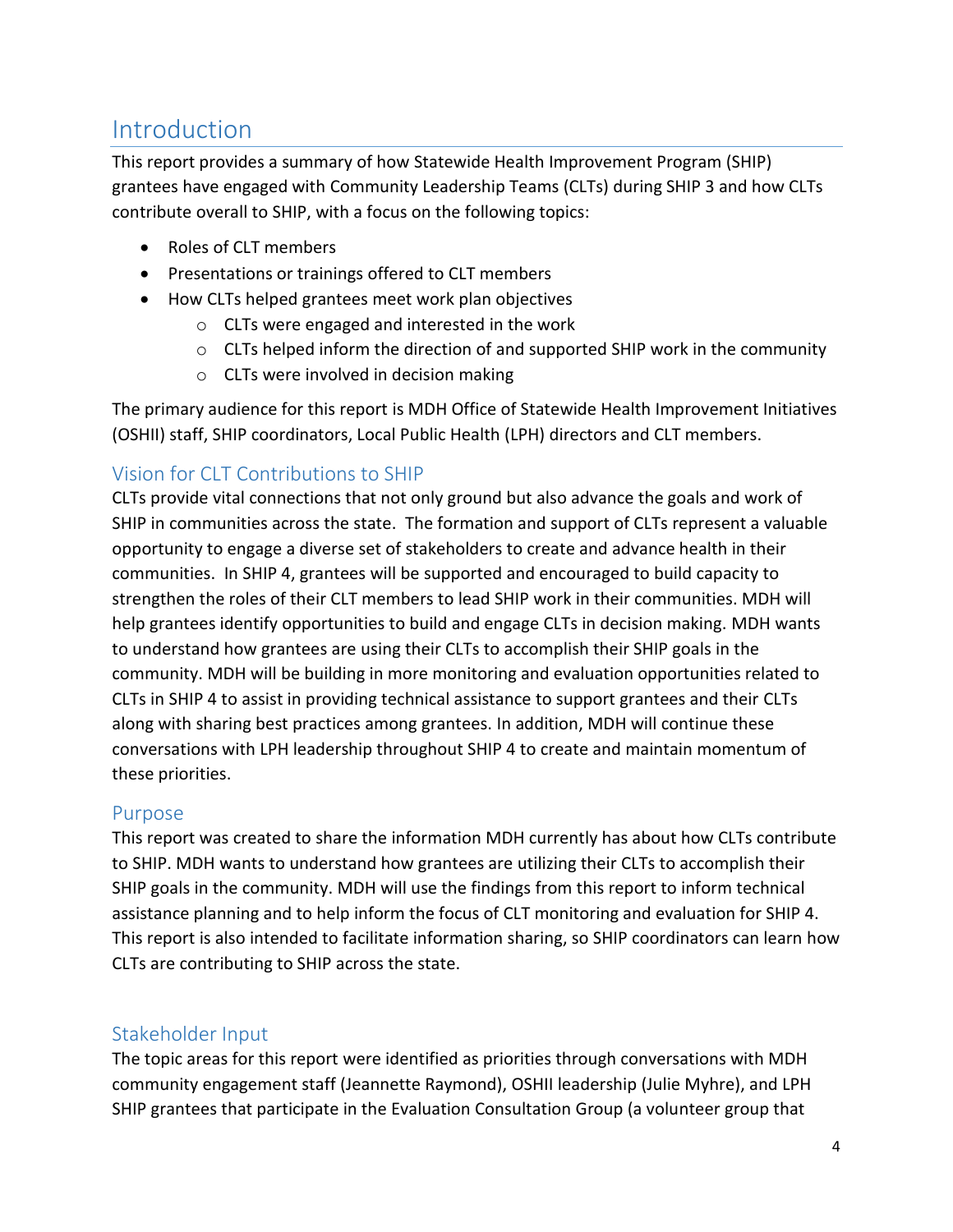# Introduction

This report provides a summary of how Statewide Health Improvement Program (SHIP) grantees have engaged with Community Leadership Teams (CLTs) during SHIP 3 and how CLTs contribute overall to SHIP, with a focus on the following topics:

- Roles of CLT members
- Presentations or trainings offered to CLT members
- How CLTs helped grantees meet work plan objectives
  - CLTs were engaged and interested in the work
  - CLTs helped inform the direction of and supported SHIP work in the community
  - CLTs were involved in decision making

The primary audience for this report is MDH Office of Statewide Health Improvement Initiatives (OSHII) staff, SHIP coordinators, Local Public Health (LPH) directors and CLT members.

## Vision for CLT Contributions to SHIP

CLTs provide vital connections that not only ground but also advance the goals and work of SHIP in communities across the state. The formation and support of CLTs represent a valuable opportunity to engage a diverse set of stakeholders to create and advance health in their communities. In SHIP 4, grantees will be supported and encouraged to build capacity to strengthen the roles of their CLT members to lead SHIP work in their communities. MDH will help grantees identify opportunities to build and engage CLTs in decision making. MDH wants to understand how grantees are using their CLTs to accomplish their SHIP goals in the community. MDH will be building in more monitoring and evaluation opportunities related to CLTs in SHIP 4 to assist in providing technical assistance to support grantees and their CLTs along with sharing best practices among grantees. In addition, MDH will continue these conversations with LPH leadership throughout SHIP 4 to create and maintain momentum of these priorities.

## Purpose

This report was created to share the information MDH currently has about how CLTs contribute to SHIP. MDH wants to understand how grantees are utilizing their CLTs to accomplish their SHIP goals in the community. MDH will use the findings from this report to inform technical assistance planning and to help inform the focus of CLT monitoring and evaluation for SHIP 4. This report is also intended to facilitate information sharing, so SHIP coordinators can learn how CLTs are contributing to SHIP across the state.

## Stakeholder Input

The topic areas for this report were identified as priorities through conversations with MDH community engagement staff (Jeannette Raymond), OSHII leadership (Julie Myhre), and LPH SHIP grantees that participate in the Evaluation Consultation Group (a volunteer group that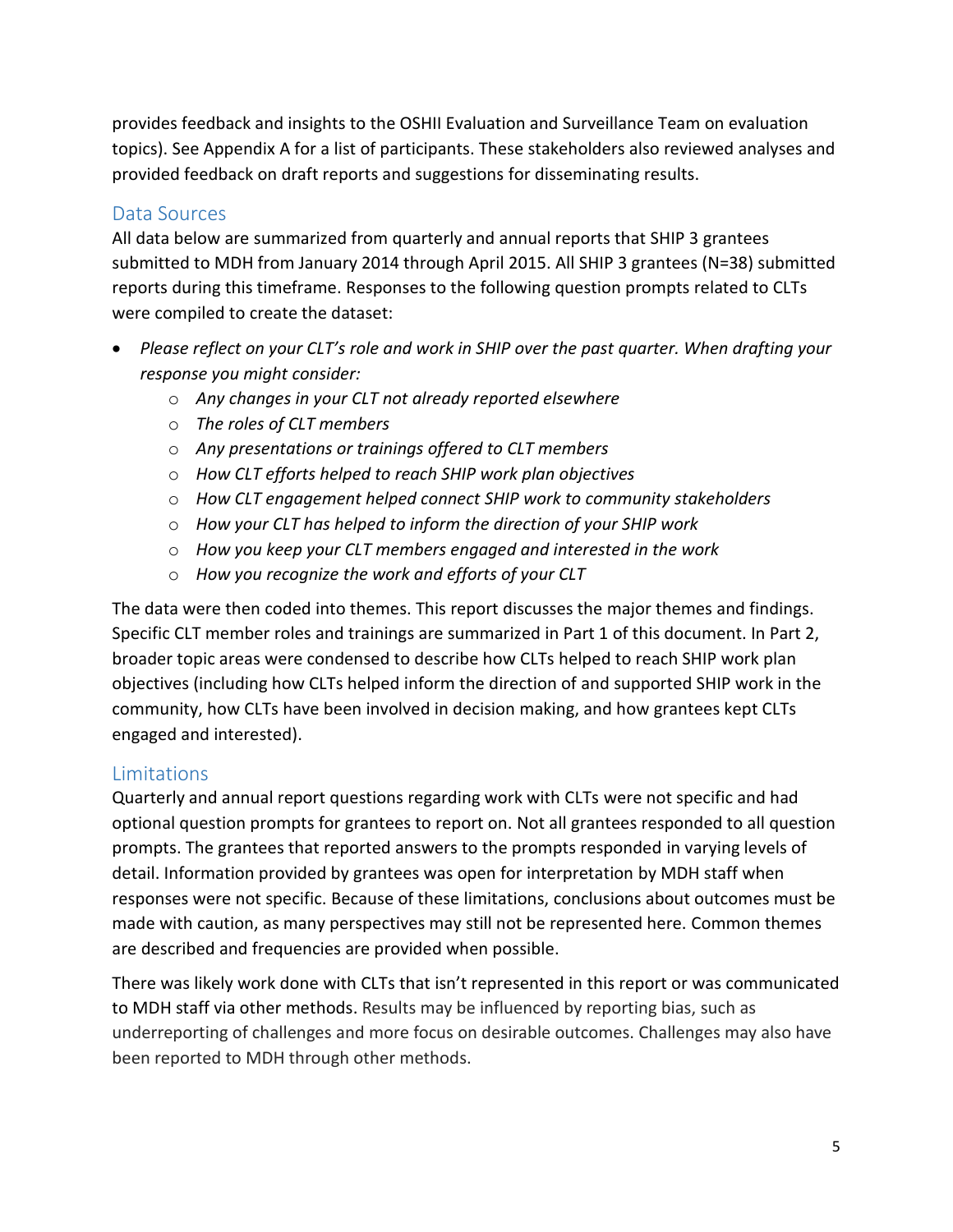provides feedback and insights to the OSHII Evaluation and Surveillance Team on evaluation topics). See Appendix A for a list of participants. These stakeholders also reviewed analyses and provided feedback on draft reports and suggestions for disseminating results.

## Data Sources

All data below are summarized from quarterly and annual reports that SHIP 3 grantees submitted to MDH from January 2014 through April 2015. All SHIP 3 grantees (N=38) submitted reports during this timeframe. Responses to the following question prompts related to CLTs were compiled to create the dataset:

- *Please reflect on your CLT's role and work in SHIP over the past quarter. When drafting your response you might consider:*
  - *Any changes in your CLT not already reported elsewhere*
  - *The roles of CLT members*
  - *Any presentations or trainings offered to CLT members*
  - *How CLT efforts helped to reach SHIP work plan objectives*
  - *How CLT engagement helped connect SHIP work to community stakeholders*
  - *How your CLT has helped to inform the direction of your SHIP work*
  - *How you keep your CLT members engaged and interested in the work*
  - *How you recognize the work and efforts of your CLT*

The data were then coded into themes. This report discusses the major themes and findings. Specific CLT member roles and trainings are summarized in Part 1 of this document. In Part 2, broader topic areas were condensed to describe how CLTs helped to reach SHIP work plan objectives (including how CLTs helped inform the direction of and supported SHIP work in the community, how CLTs have been involved in decision making, and how grantees kept CLTs engaged and interested).

## Limitations

Quarterly and annual report questions regarding work with CLTs were not specific and had optional question prompts for grantees to report on. Not all grantees responded to all question prompts. The grantees that reported answers to the prompts responded in varying levels of detail. Information provided by grantees was open for interpretation by MDH staff when responses were not specific. Because of these limitations, conclusions about outcomes must be made with caution, as many perspectives may still not be represented here. Common themes are described and frequencies are provided when possible.

There was likely work done with CLTs that isn't represented in this report or was communicated to MDH staff via other methods. Results may be influenced by reporting bias, such as underreporting of challenges and more focus on desirable outcomes. Challenges may also have been reported to MDH through other methods.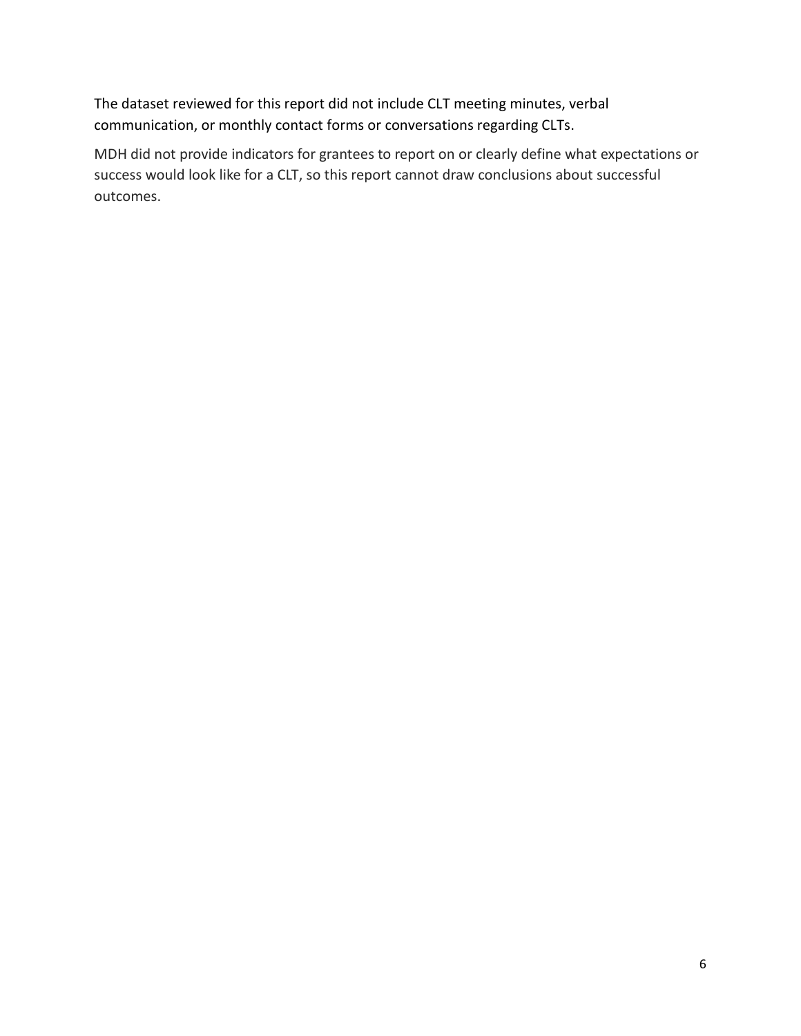The dataset reviewed for this report did not include CLT meeting minutes, verbal communication, or monthly contact forms or conversations regarding CLTs.

MDH did not provide indicators for grantees to report on or clearly define what expectations or success would look like for a CLT, so this report cannot draw conclusions about successful outcomes.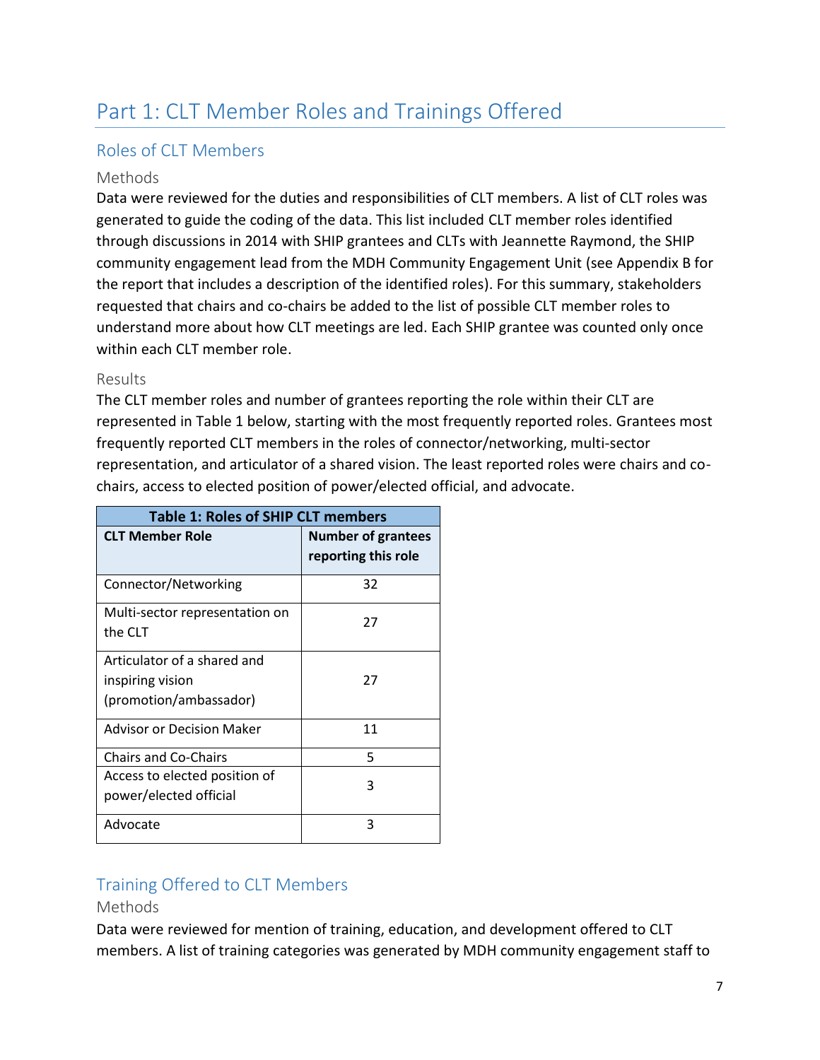# Part 1: CLT Member Roles and Trainings Offered

## Roles of CLT Members

### Methods

Data were reviewed for the duties and responsibilities of CLT members. A list of CLT roles was generated to guide the coding of the data. This list included CLT member roles identified through discussions in 2014 with SHIP grantees and CLTs with Jeannette Raymond, the SHIP community engagement lead from the MDH Community Engagement Unit (see Appendix B for the report that includes a description of the identified roles). For this summary, stakeholders requested that chairs and co-chairs be added to the list of possible CLT member roles to understand more about how CLT meetings are led. Each SHIP grantee was counted only once within each CLT member role.

### Results

The CLT member roles and number of grantees reporting the role within their CLT are represented in Table 1 below, starting with the most frequently reported roles. Grantees most frequently reported CLT members in the roles of connector/networking, multi-sector representation, and articulator of a shared vision. The least reported roles were chairs and co-chairs, access to elected position of power/elected official, and advocate.

**Table 1: Roles of SHIP CLT members**

| CLT Member Role | Number of grantees reporting this role |
|---|---|
| Connector/Networking | 32 |
| Multi-sector representation on the CLT | 27 |
| Articulator of a shared and inspiring vision (promotion/ambassador) | 27 |
| Advisor or Decision Maker | 11 |
| Chairs and Co-Chairs | 5 |
| Access to elected position of power/elected official | 3 |
| Advocate | 3 |

## Training Offered to CLT Members

### Methods

Data were reviewed for mention of training, education, and development offered to CLT members. A list of training categories was generated by MDH community engagement staff to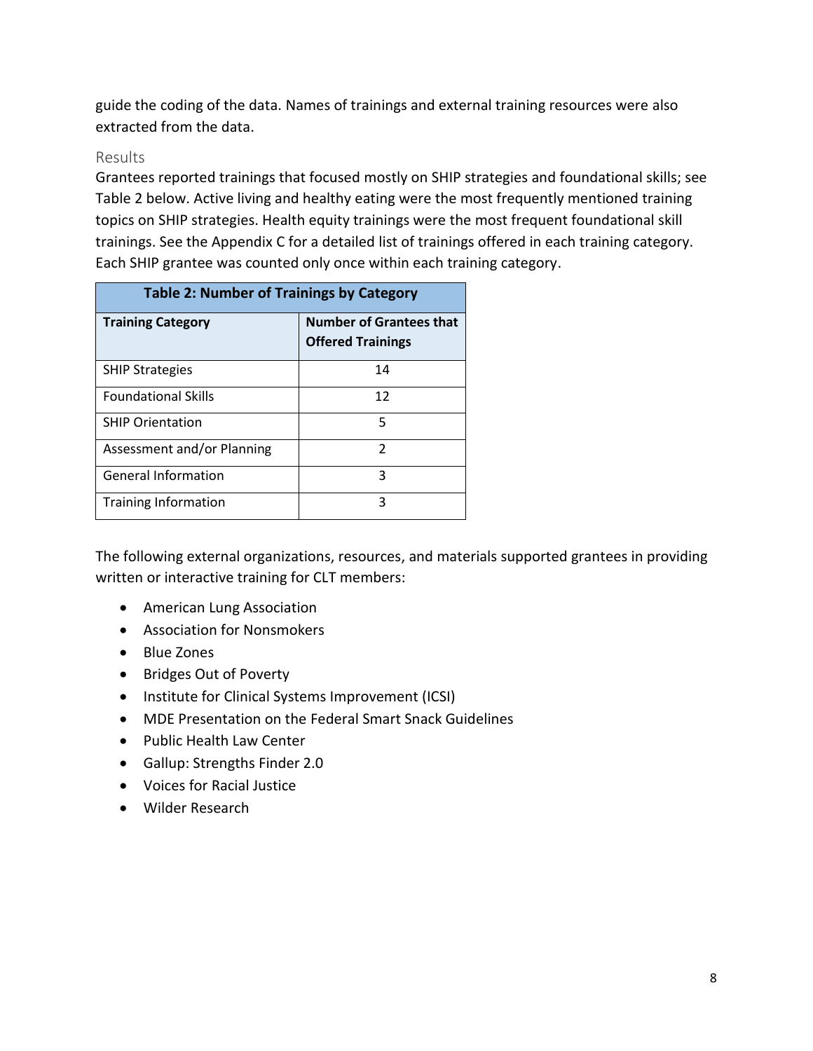guide the coding of the data. Names of trainings and external training resources were also extracted from the data.

### Results

Grantees reported trainings that focused mostly on SHIP strategies and foundational skills; see Table 2 below. Active living and healthy eating were the most frequently mentioned training topics on SHIP strategies. Health equity trainings were the most frequent foundational skill trainings. See the Appendix C for a detailed list of trainings offered in each training category. Each SHIP grantee was counted only once within each training category.

**Table 2: Number of Trainings by Category**

| Training Category | Number of Grantees that Offered Trainings |
|---|---|
| SHIP Strategies | 14 |
| Foundational Skills | 12 |
| SHIP Orientation | 5 |
| Assessment and/or Planning | 2 |
| General Information | 3 |
| Training Information | 3 |

The following external organizations, resources, and materials supported grantees in providing written or interactive training for CLT members:

- American Lung Association
- Association for Nonsmokers
- Blue Zones
- Bridges Out of Poverty
- Institute for Clinical Systems Improvement (ICSI)
- MDE Presentation on the Federal Smart Snack Guidelines
- Public Health Law Center
- Gallup: Strengths Finder 2.0
- Voices for Racial Justice
- Wilder Research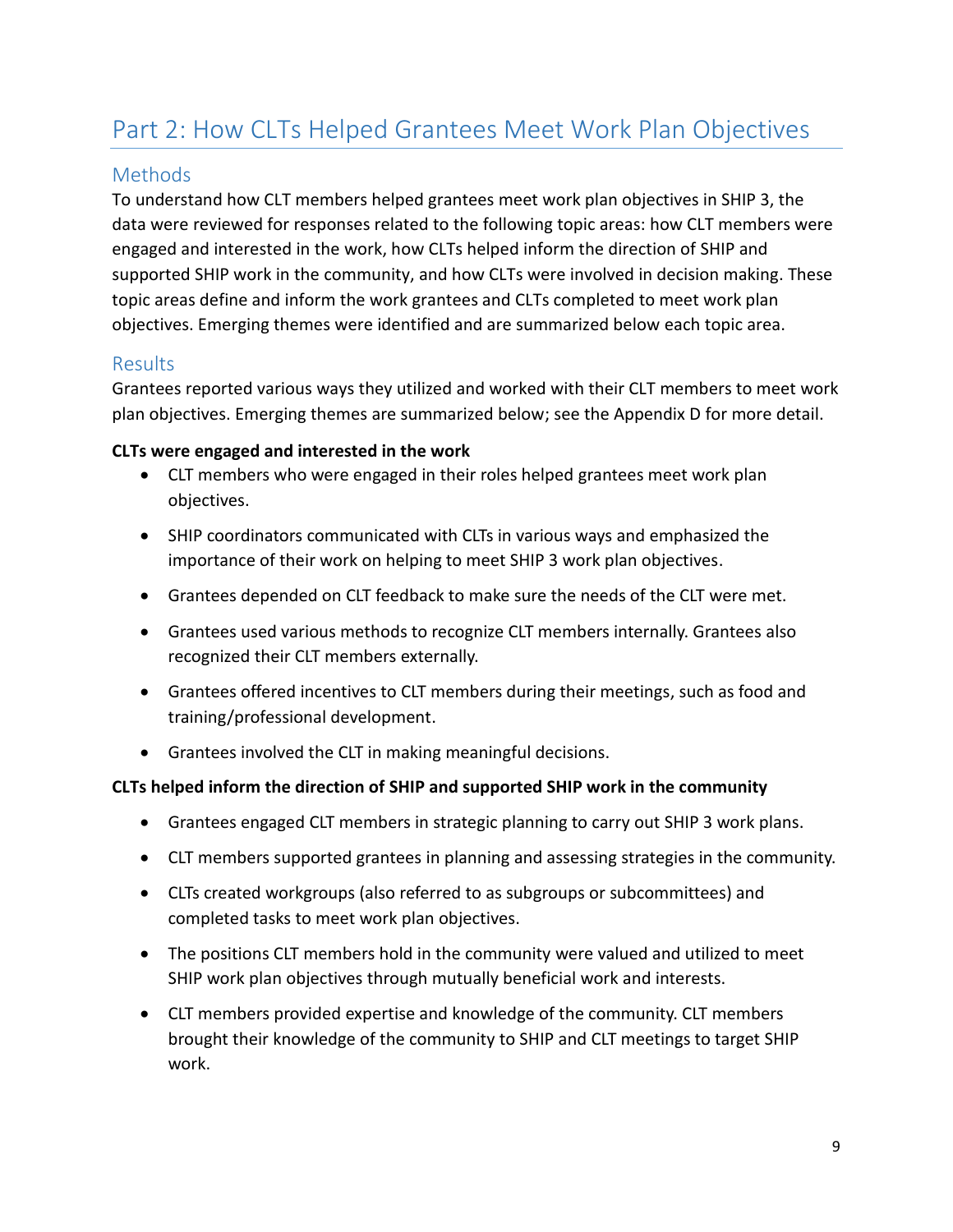# Part 2: How CLTs Helped Grantees Meet Work Plan Objectives

## Methods

To understand how CLT members helped grantees meet work plan objectives in SHIP 3, the data were reviewed for responses related to the following topic areas: how CLT members were engaged and interested in the work, how CLTs helped inform the direction of SHIP and supported SHIP work in the community, and how CLTs were involved in decision making. These topic areas define and inform the work grantees and CLTs completed to meet work plan objectives. Emerging themes were identified and are summarized below each topic area.

## Results

Grantees reported various ways they utilized and worked with their CLT members to meet work plan objectives. Emerging themes are summarized below; see the Appendix D for more detail.

**CLTs were engaged and interested in the work**

- CLT members who were engaged in their roles helped grantees meet work plan objectives.
- SHIP coordinators communicated with CLTs in various ways and emphasized the importance of their work on helping to meet SHIP 3 work plan objectives.
- Grantees depended on CLT feedback to make sure the needs of the CLT were met.
- Grantees used various methods to recognize CLT members internally. Grantees also recognized their CLT members externally.
- Grantees offered incentives to CLT members during their meetings, such as food and training/professional development.
- Grantees involved the CLT in making meaningful decisions.

**CLTs helped inform the direction of SHIP and supported SHIP work in the community**

- Grantees engaged CLT members in strategic planning to carry out SHIP 3 work plans.
- CLT members supported grantees in planning and assessing strategies in the community.
- CLTs created workgroups (also referred to as subgroups or subcommittees) and completed tasks to meet work plan objectives.
- The positions CLT members hold in the community were valued and utilized to meet SHIP work plan objectives through mutually beneficial work and interests.
- CLT members provided expertise and knowledge of the community. CLT members brought their knowledge of the community to SHIP and CLT meetings to target SHIP work.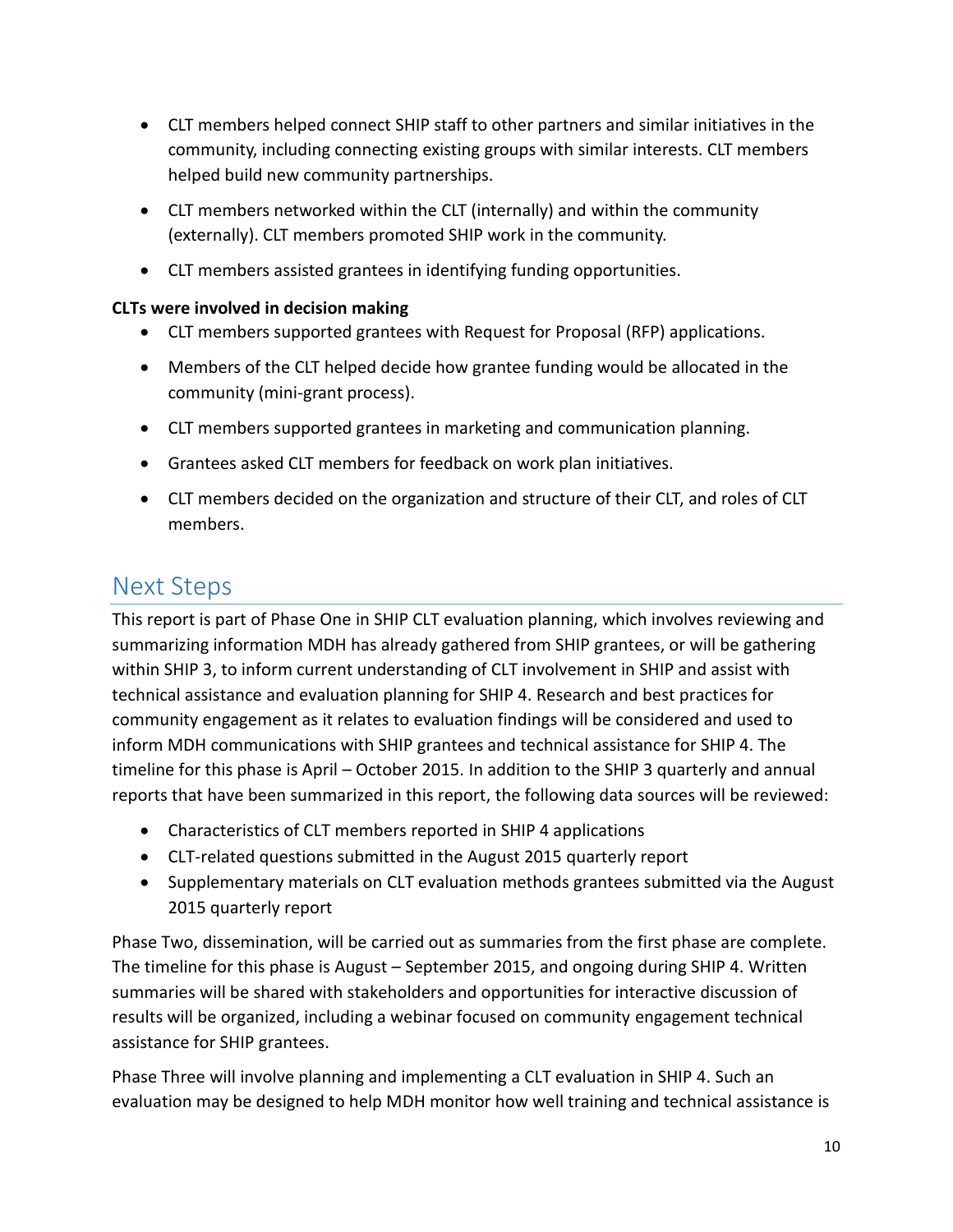- CLT members helped connect SHIP staff to other partners and similar initiatives in the community, including connecting existing groups with similar interests. CLT members helped build new community partnerships.
- CLT members networked within the CLT (internally) and within the community (externally). CLT members promoted SHIP work in the community.
- CLT members assisted grantees in identifying funding opportunities.

**CLTs were involved in decision making**

- CLT members supported grantees with Request for Proposal (RFP) applications.
- Members of the CLT helped decide how grantee funding would be allocated in the community (mini-grant process).
- CLT members supported grantees in marketing and communication planning.
- Grantees asked CLT members for feedback on work plan initiatives.
- CLT members decided on the organization and structure of their CLT, and roles of CLT members.

## Next Steps

This report is part of Phase One in SHIP CLT evaluation planning, which involves reviewing and summarizing information MDH has already gathered from SHIP grantees, or will be gathering within SHIP 3, to inform current understanding of CLT involvement in SHIP and assist with technical assistance and evaluation planning for SHIP 4. Research and best practices for community engagement as it relates to evaluation findings will be considered and used to inform MDH communications with SHIP grantees and technical assistance for SHIP 4. The timeline for this phase is April – October 2015. In addition to the SHIP 3 quarterly and annual reports that have been summarized in this report, the following data sources will be reviewed:

- Characteristics of CLT members reported in SHIP 4 applications
- CLT-related questions submitted in the August 2015 quarterly report
- Supplementary materials on CLT evaluation methods grantees submitted via the August 2015 quarterly report

Phase Two, dissemination, will be carried out as summaries from the first phase are complete. The timeline for this phase is August – September 2015, and ongoing during SHIP 4. Written summaries will be shared with stakeholders and opportunities for interactive discussion of results will be organized, including a webinar focused on community engagement technical assistance for SHIP grantees.

Phase Three will involve planning and implementing a CLT evaluation in SHIP 4. Such an evaluation may be designed to help MDH monitor how well training and technical assistance is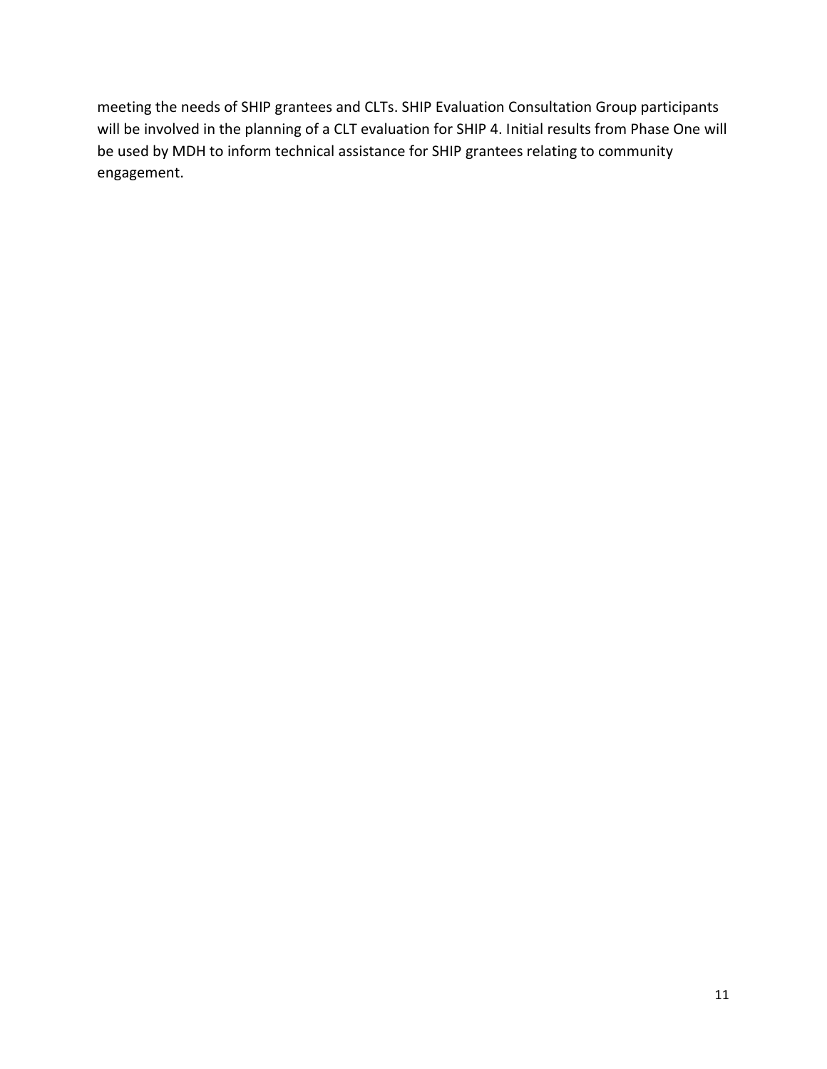meeting the needs of SHIP grantees and CLTs. SHIP Evaluation Consultation Group participants will be involved in the planning of a CLT evaluation for SHIP 4. Initial results from Phase One will be used by MDH to inform technical assistance for SHIP grantees relating to community engagement.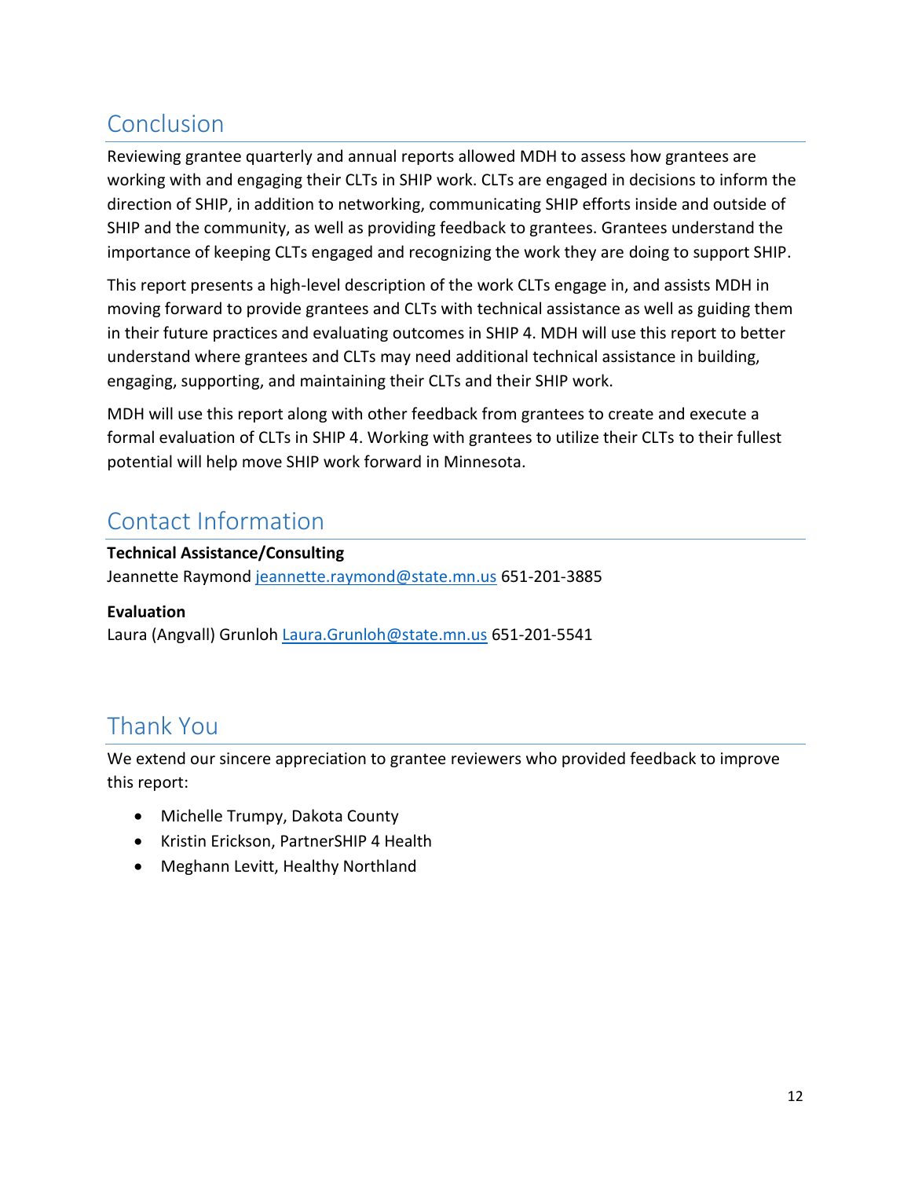## Conclusion

Reviewing grantee quarterly and annual reports allowed MDH to assess how grantees are working with and engaging their CLTs in SHIP work. CLTs are engaged in decisions to inform the direction of SHIP, in addition to networking, communicating SHIP efforts inside and outside of SHIP and the community, as well as providing feedback to grantees. Grantees understand the importance of keeping CLTs engaged and recognizing the work they are doing to support SHIP.

This report presents a high-level description of the work CLTs engage in, and assists MDH in moving forward to provide grantees and CLTs with technical assistance as well as guiding them in their future practices and evaluating outcomes in SHIP 4. MDH will use this report to better understand where grantees and CLTs may need additional technical assistance in building, engaging, supporting, and maintaining their CLTs and their SHIP work.

MDH will use this report along with other feedback from grantees to create and execute a formal evaluation of CLTs in SHIP 4. Working with grantees to utilize their CLTs to their fullest potential will help move SHIP work forward in Minnesota.

## Contact Information

**Technical Assistance/Consulting**
Jeannette Raymond jeannette.raymond@state.mn.us 651-201-3885

**Evaluation**
Laura (Angvall) Grunloh Laura.Grunloh@state.mn.us 651-201-5541

## Thank You

We extend our sincere appreciation to grantee reviewers who provided feedback to improve this report:

- Michelle Trumpy, Dakota County
- Kristin Erickson, PartnerSHIP 4 Health
- Meghann Levitt, Healthy Northland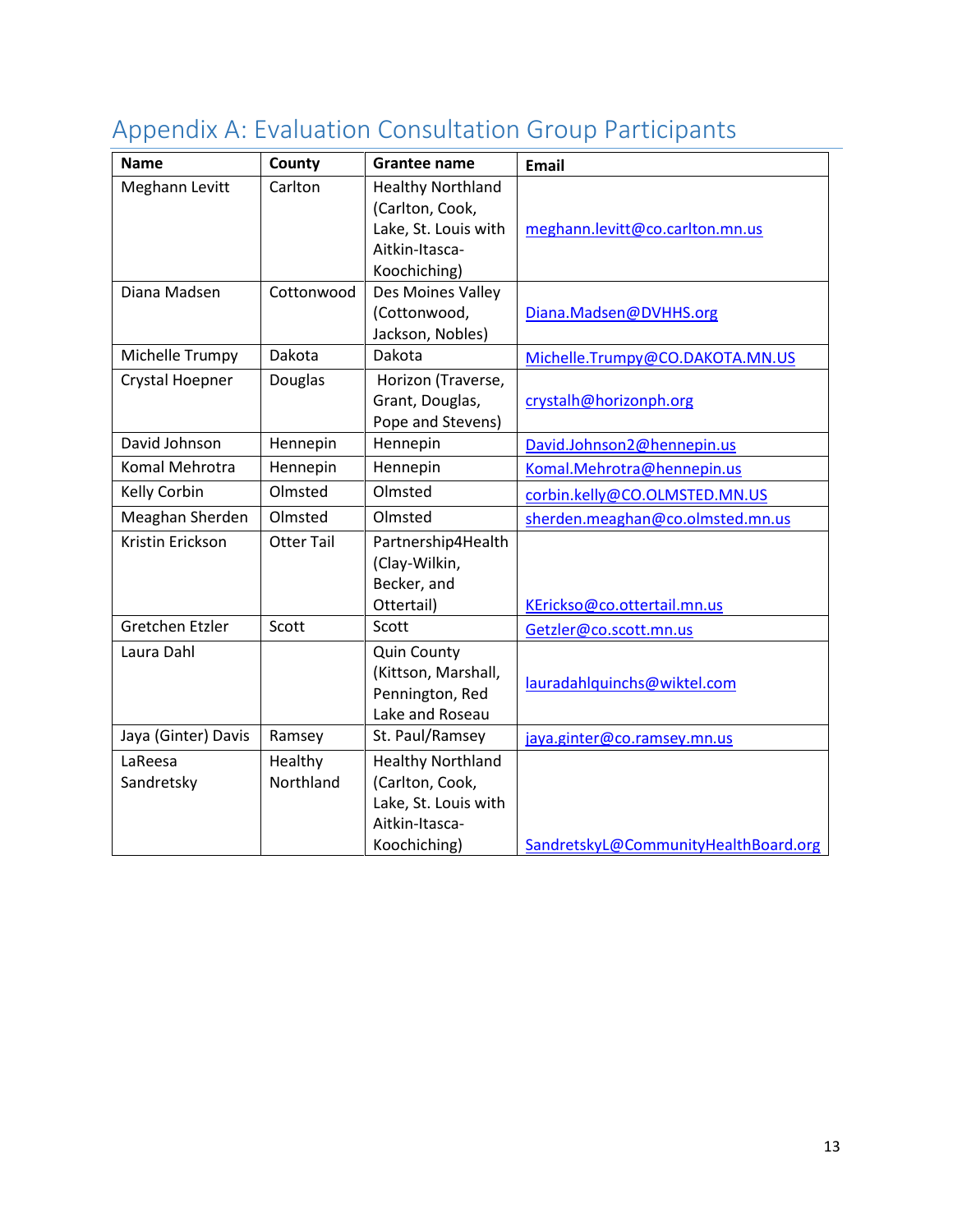## Appendix A: Evaluation Consultation Group Participants

| Name | County | Grantee name | Email |
|---|---|---|---|
| Meghann Levitt | Carlton | Healthy Northland (Carlton, Cook, Lake, St. Louis with Aitkin-Itasca-Koochiching) | meghann.levitt@co.carlton.mn.us |
| Diana Madsen | Cottonwood | Des Moines Valley (Cottonwood, Jackson, Nobles) | Diana.Madsen@DVHHS.org |
| Michelle Trumpy | Dakota | Dakota | Michelle.Trumpy@CO.DAKOTA.MN.US |
| Crystal Hoepner | Douglas | Horizon (Traverse, Grant, Douglas, Pope and Stevens) | crystalh@horizonph.org |
| David Johnson | Hennepin | Hennepin | David.Johnson2@hennepin.us |
| Komal Mehrotra | Hennepin | Hennepin | Komal.Mehrotra@hennepin.us |
| Kelly Corbin | Olmsted | Olmsted | corbin.kelly@CO.OLMSTED.MN.US |
| Meaghan Sherden | Olmsted | Olmsted | sherden.meaghan@co.olmsted.mn.us |
| Kristin Erickson | Otter Tail | Partnership4Health (Clay-Wilkin, Becker, and Ottertail) | KErickso@co.ottertail.mn.us |
| Gretchen Etzler | Scott | Scott | Getzler@co.scott.mn.us |
| Laura Dahl | | Quin County (Kittson, Marshall, Pennington, Red Lake and Roseau | lauradahlquinchs@wiktel.com |
| Jaya (Ginter) Davis | Ramsey | St. Paul/Ramsey | jaya.ginter@co.ramsey.mn.us |
| LaReesa Sandretsky | Healthy Northland | Healthy Northland (Carlton, Cook, Lake, St. Louis with Aitkin-Itasca-Koochiching) | SandretskyL@CommunityHealthBoard.org |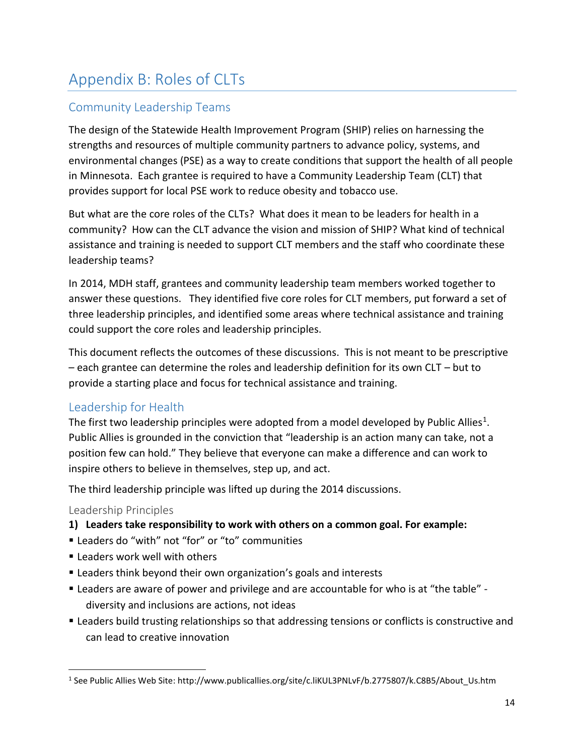# Appendix B: Roles of CLTs

## Community Leadership Teams

The design of the Statewide Health Improvement Program (SHIP) relies on harnessing the strengths and resources of multiple community partners to advance policy, systems, and environmental changes (PSE) as a way to create conditions that support the health of all people in Minnesota. Each grantee is required to have a Community Leadership Team (CLT) that provides support for local PSE work to reduce obesity and tobacco use.

But what are the core roles of the CLTs? What does it mean to be leaders for health in a community? How can the CLT advance the vision and mission of SHIP? What kind of technical assistance and training is needed to support CLT members and the staff who coordinate these leadership teams?

In 2014, MDH staff, grantees and community leadership team members worked together to answer these questions. They identified five core roles for CLT members, put forward a set of three leadership principles, and identified some areas where technical assistance and training could support the core roles and leadership principles.

This document reflects the outcomes of these discussions. This is not meant to be prescriptive – each grantee can determine the roles and leadership definition for its own CLT – but to provide a starting place and focus for technical assistance and training.

## Leadership for Health

The first two leadership principles were adopted from a model developed by Public Allies[1]. Public Allies is grounded in the conviction that "leadership is an action many can take, not a position few can hold." They believe that everyone can make a difference and can work to inspire others to believe in themselves, step up, and act.

The third leadership principle was lifted up during the 2014 discussions.

### Leadership Principles

**1) Leaders take responsibility to work with others on a common goal. For example:**

- Leaders do "with" not "for" or "to" communities
- Leaders work well with others
- Leaders think beyond their own organization's goals and interests
- Leaders are aware of power and privilege and are accountable for who is at "the table" - diversity and inclusions are actions, not ideas
- Leaders build trusting relationships so that addressing tensions or conflicts is constructive and can lead to creative innovation

[1] See Public Allies Web Site: http://www.publicallies.org/site/c.liKUL3PNLvF/b.2775807/k.C8B5/About_Us.htm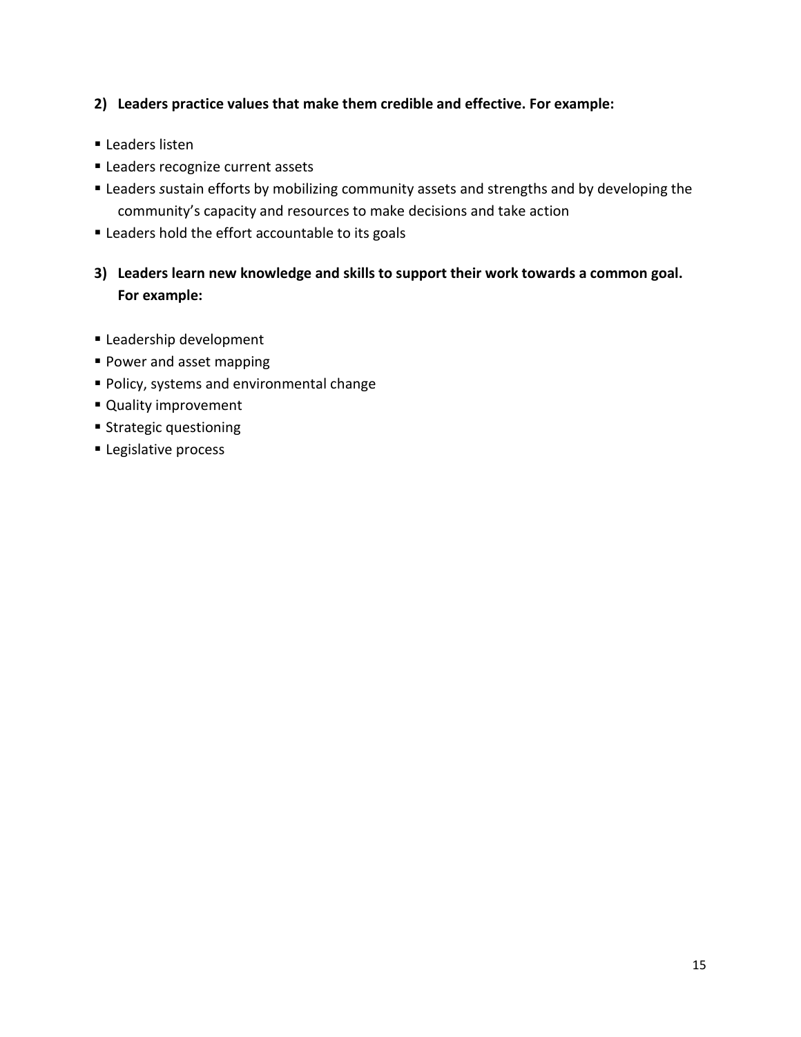**2) Leaders practice values that make them credible and effective. For example:**

- Leaders listen
- Leaders recognize current assets
- Leaders *s*ustain efforts by mobilizing community assets and strengths and by developing the community's capacity and resources to make decisions and take action
- Leaders hold the effort accountable to its goals

**3) Leaders learn new knowledge and skills to support their work towards a common goal. For example:**

- Leadership development
- Power and asset mapping
- Policy, systems and environmental change
- Quality improvement
- Strategic questioning
- Legislative process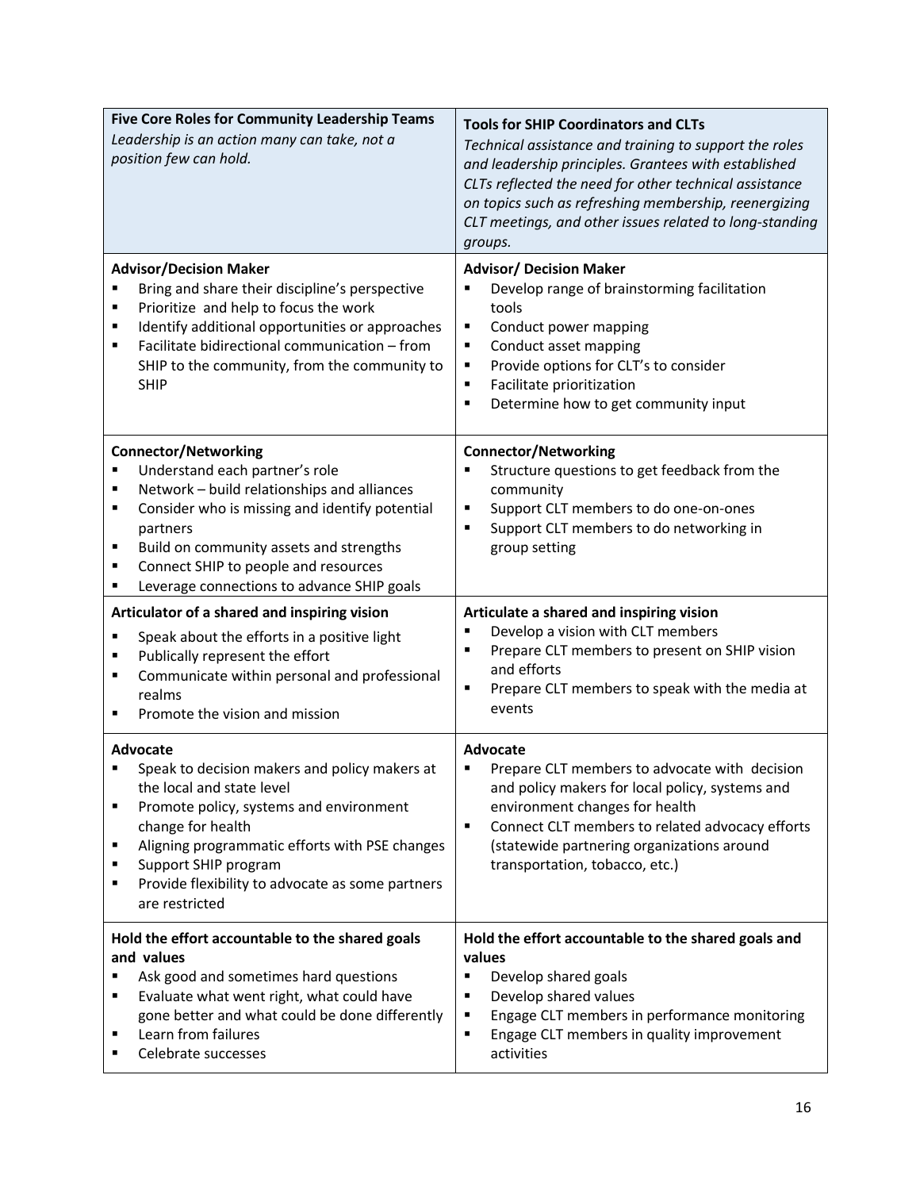| **Five Core Roles for Community Leadership Teams**<br>*Leadership is an action many can take, not a position few can hold.* | **Tools for SHIP Coordinators and CLTs**<br>*Technical assistance and training to support the roles and leadership principles. Grantees with established CLTs reflected the need for other technical assistance on topics such as refreshing membership, reenergizing CLT meetings, and other issues related to long-standing groups.* |
|---|---|
| **Advisor/Decision Maker**<br>▪ Bring and share their discipline's perspective<br>▪ Prioritize and help to focus the work<br>▪ Identify additional opportunities or approaches<br>▪ Facilitate bidirectional communication – from SHIP to the community, from the community to SHIP | **Advisor/ Decision Maker**<br>▪ Develop range of brainstorming facilitation tools<br>▪ Conduct power mapping<br>▪ Conduct asset mapping<br>▪ Provide options for CLT's to consider<br>▪ Facilitate prioritization<br>▪ Determine how to get community input |
| **Connector/Networking**<br>▪ Understand each partner's role<br>▪ Network – build relationships and alliances<br>▪ Consider who is missing and identify potential partners<br>▪ Build on community assets and strengths<br>▪ Connect SHIP to people and resources<br>▪ Leverage connections to advance SHIP goals | **Connector/Networking**<br>▪ Structure questions to get feedback from the community<br>▪ Support CLT members to do one-on-ones<br>▪ Support CLT members to do networking in group setting |
| **Articulator of a shared and inspiring vision**<br>▪ Speak about the efforts in a positive light<br>▪ Publically represent the effort<br>▪ Communicate within personal and professional realms<br>▪ Promote the vision and mission | **Articulate a shared and inspiring vision**<br>▪ Develop a vision with CLT members<br>▪ Prepare CLT members to present on SHIP vision and efforts<br>▪ Prepare CLT members to speak with the media at events |
| **Advocate**<br>▪ Speak to decision makers and policy makers at the local and state level<br>▪ Promote policy, systems and environment change for health<br>▪ Aligning programmatic efforts with PSE changes<br>▪ Support SHIP program<br>▪ Provide flexibility to advocate as some partners are restricted | **Advocate**<br>▪ Prepare CLT members to advocate with decision and policy makers for local policy, systems and environment changes for health<br>▪ Connect CLT members to related advocacy efforts (statewide partnering organizations around transportation, tobacco, etc.) |
| **Hold the effort accountable to the shared goals and values**<br>▪ Ask good and sometimes hard questions<br>▪ Evaluate what went right, what could have gone better and what could be done differently<br>▪ Learn from failures<br>▪ Celebrate successes | **Hold the effort accountable to the shared goals and values**<br>▪ Develop shared goals<br>▪ Develop shared values<br>▪ Engage CLT members in performance monitoring<br>▪ Engage CLT members in quality improvement activities |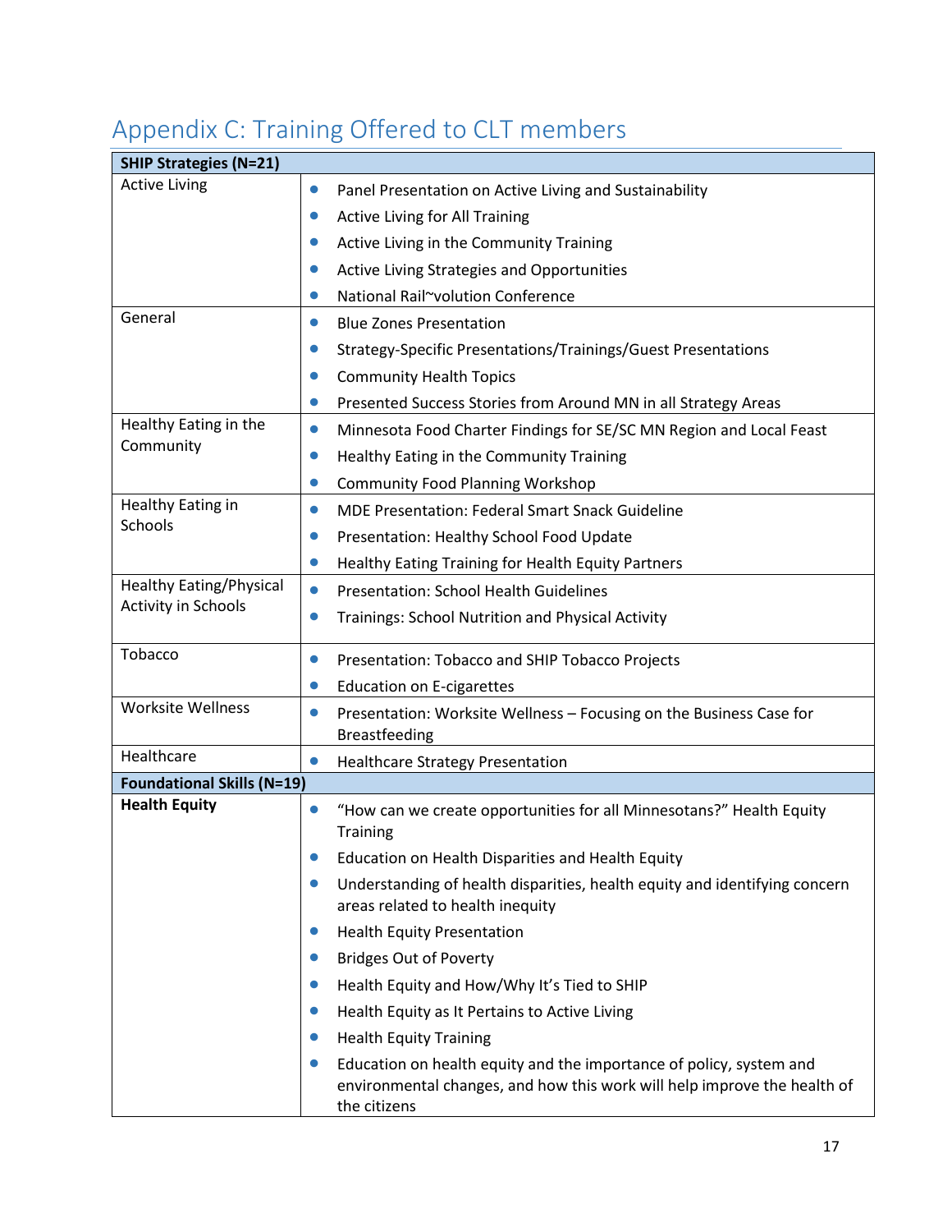## Appendix C: Training Offered to CLT members

| SHIP Strategies (N=21) | |
|---|---|
| Active Living | • Panel Presentation on Active Living and Sustainability<br>• Active Living for All Training<br>• Active Living in the Community Training<br>• Active Living Strategies and Opportunities<br>• National Rail~volution Conference |
| General | • Blue Zones Presentation<br>• Strategy-Specific Presentations/Trainings/Guest Presentations<br>• Community Health Topics<br>• Presented Success Stories from Around MN in all Strategy Areas |
| Healthy Eating in the Community | • Minnesota Food Charter Findings for SE/SC MN Region and Local Feast<br>• Healthy Eating in the Community Training<br>• Community Food Planning Workshop |
| Healthy Eating in Schools | • MDE Presentation: Federal Smart Snack Guideline<br>• Presentation: Healthy School Food Update<br>• Healthy Eating Training for Health Equity Partners |
| Healthy Eating/Physical Activity in Schools | • Presentation: School Health Guidelines<br>• Trainings: School Nutrition and Physical Activity |
| Tobacco | • Presentation: Tobacco and SHIP Tobacco Projects<br>• Education on E-cigarettes |
| Worksite Wellness | • Presentation: Worksite Wellness – Focusing on the Business Case for Breastfeeding |
| Healthcare | • Healthcare Strategy Presentation |
| **Foundational Skills (N=19)** | |
| **Health Equity** | • "How can we create opportunities for all Minnesotans?" Health Equity Training<br>• Education on Health Disparities and Health Equity<br>• Understanding of health disparities, health equity and identifying concern areas related to health inequity<br>• Health Equity Presentation<br>• Bridges Out of Poverty<br>• Health Equity and How/Why It's Tied to SHIP<br>• Health Equity as It Pertains to Active Living<br>• Health Equity Training<br>• Education on health equity and the importance of policy, system and environmental changes, and how this work will help improve the health of the citizens |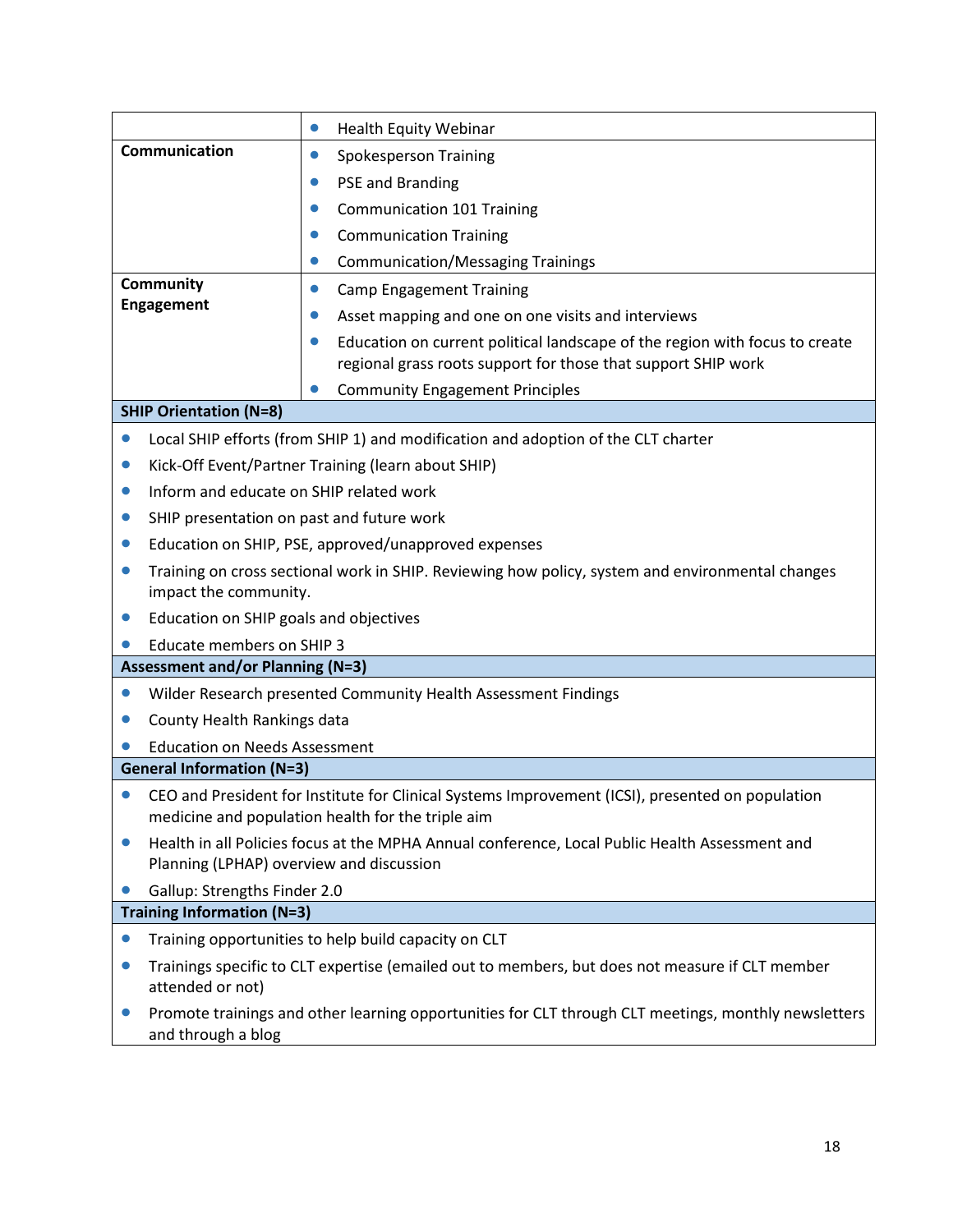| | |
|---|---|
| | • Health Equity Webinar |
| **Communication** | • Spokesperson Training<br>• PSE and Branding<br>• Communication 101 Training<br>• Communication Training<br>• Communication/Messaging Trainings |
| **Community Engagement** | • Camp Engagement Training<br>• Asset mapping and one on one visits and interviews<br>• Education on current political landscape of the region with focus to create regional grass roots support for those that support SHIP work<br>• Community Engagement Principles |

**SHIP Orientation (N=8)**

- Local SHIP efforts (from SHIP 1) and modification and adoption of the CLT charter
- Kick-Off Event/Partner Training (learn about SHIP)
- Inform and educate on SHIP related work
- SHIP presentation on past and future work
- Education on SHIP, PSE, approved/unapproved expenses
- Training on cross sectional work in SHIP. Reviewing how policy, system and environmental changes impact the community.
- Education on SHIP goals and objectives
- Educate members on SHIP 3

**Assessment and/or Planning (N=3)**

- Wilder Research presented Community Health Assessment Findings
- County Health Rankings data
- Education on Needs Assessment

**General Information (N=3)**

- CEO and President for Institute for Clinical Systems Improvement (ICSI), presented on population medicine and population health for the triple aim
- Health in all Policies focus at the MPHA Annual conference, Local Public Health Assessment and Planning (LPHAP) overview and discussion
- Gallup: Strengths Finder 2.0

**Training Information (N=3)**

- Training opportunities to help build capacity on CLT
- Trainings specific to CLT expertise (emailed out to members, but does not measure if CLT member attended or not)
- Promote trainings and other learning opportunities for CLT through CLT meetings, monthly newsletters and through a blog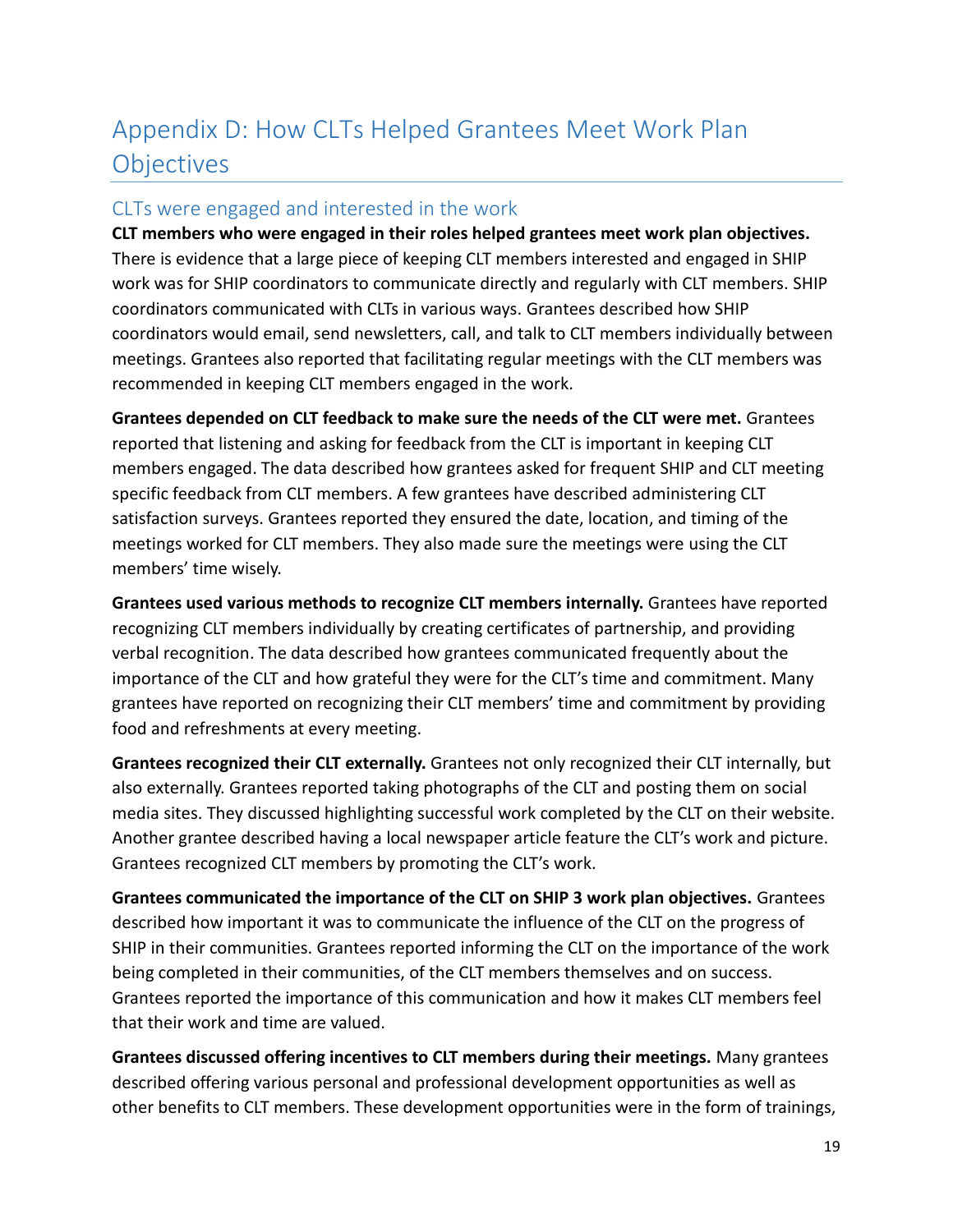# Appendix D: How CLTs Helped Grantees Meet Work Plan Objectives

## CLTs were engaged and interested in the work

**CLT members who were engaged in their roles helped grantees meet work plan objectives.** There is evidence that a large piece of keeping CLT members interested and engaged in SHIP work was for SHIP coordinators to communicate directly and regularly with CLT members. SHIP coordinators communicated with CLTs in various ways. Grantees described how SHIP coordinators would email, send newsletters, call, and talk to CLT members individually between meetings. Grantees also reported that facilitating regular meetings with the CLT members was recommended in keeping CLT members engaged in the work.

**Grantees depended on CLT feedback to make sure the needs of the CLT were met.** Grantees reported that listening and asking for feedback from the CLT is important in keeping CLT members engaged. The data described how grantees asked for frequent SHIP and CLT meeting specific feedback from CLT members. A few grantees have described administering CLT satisfaction surveys. Grantees reported they ensured the date, location, and timing of the meetings worked for CLT members. They also made sure the meetings were using the CLT members' time wisely.

**Grantees used various methods to recognize CLT members internally.** Grantees have reported recognizing CLT members individually by creating certificates of partnership, and providing verbal recognition. The data described how grantees communicated frequently about the importance of the CLT and how grateful they were for the CLT's time and commitment. Many grantees have reported on recognizing their CLT members' time and commitment by providing food and refreshments at every meeting.

**Grantees recognized their CLT externally.** Grantees not only recognized their CLT internally, but also externally. Grantees reported taking photographs of the CLT and posting them on social media sites. They discussed highlighting successful work completed by the CLT on their website. Another grantee described having a local newspaper article feature the CLT's work and picture. Grantees recognized CLT members by promoting the CLT's work.

**Grantees communicated the importance of the CLT on SHIP 3 work plan objectives.** Grantees described how important it was to communicate the influence of the CLT on the progress of SHIP in their communities. Grantees reported informing the CLT on the importance of the work being completed in their communities, of the CLT members themselves and on success. Grantees reported the importance of this communication and how it makes CLT members feel that their work and time are valued.

**Grantees discussed offering incentives to CLT members during their meetings.** Many grantees described offering various personal and professional development opportunities as well as other benefits to CLT members. These development opportunities were in the form of trainings,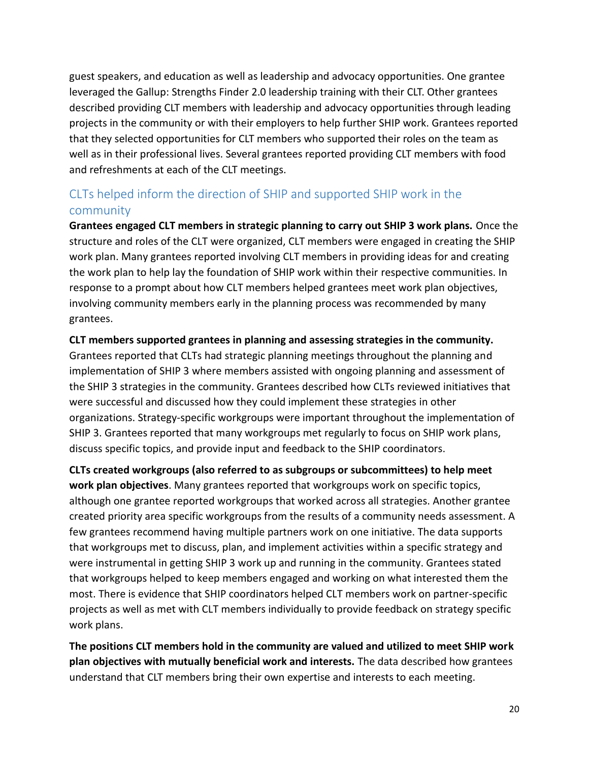guest speakers, and education as well as leadership and advocacy opportunities. One grantee leveraged the Gallup: Strengths Finder 2.0 leadership training with their CLT. Other grantees described providing CLT members with leadership and advocacy opportunities through leading projects in the community or with their employers to help further SHIP work. Grantees reported that they selected opportunities for CLT members who supported their roles on the team as well as in their professional lives. Several grantees reported providing CLT members with food and refreshments at each of the CLT meetings.

## CLTs helped inform the direction of SHIP and supported SHIP work in the community

**Grantees engaged CLT members in strategic planning to carry out SHIP 3 work plans.** Once the structure and roles of the CLT were organized, CLT members were engaged in creating the SHIP work plan. Many grantees reported involving CLT members in providing ideas for and creating the work plan to help lay the foundation of SHIP work within their respective communities. In response to a prompt about how CLT members helped grantees meet work plan objectives, involving community members early in the planning process was recommended by many grantees.

**CLT members supported grantees in planning and assessing strategies in the community.** Grantees reported that CLTs had strategic planning meetings throughout the planning and implementation of SHIP 3 where members assisted with ongoing planning and assessment of the SHIP 3 strategies in the community. Grantees described how CLTs reviewed initiatives that were successful and discussed how they could implement these strategies in other organizations. Strategy-specific workgroups were important throughout the implementation of SHIP 3. Grantees reported that many workgroups met regularly to focus on SHIP work plans, discuss specific topics, and provide input and feedback to the SHIP coordinators.

**CLTs created workgroups (also referred to as subgroups or subcommittees) to help meet work plan objectives**. Many grantees reported that workgroups work on specific topics, although one grantee reported workgroups that worked across all strategies. Another grantee created priority area specific workgroups from the results of a community needs assessment. A few grantees recommend having multiple partners work on one initiative. The data supports that workgroups met to discuss, plan, and implement activities within a specific strategy and were instrumental in getting SHIP 3 work up and running in the community. Grantees stated that workgroups helped to keep members engaged and working on what interested them the most. There is evidence that SHIP coordinators helped CLT members work on partner-specific projects as well as met with CLT members individually to provide feedback on strategy specific work plans.

**The positions CLT members hold in the community are valued and utilized to meet SHIP work plan objectives with mutually beneficial work and interests.** The data described how grantees understand that CLT members bring their own expertise and interests to each meeting.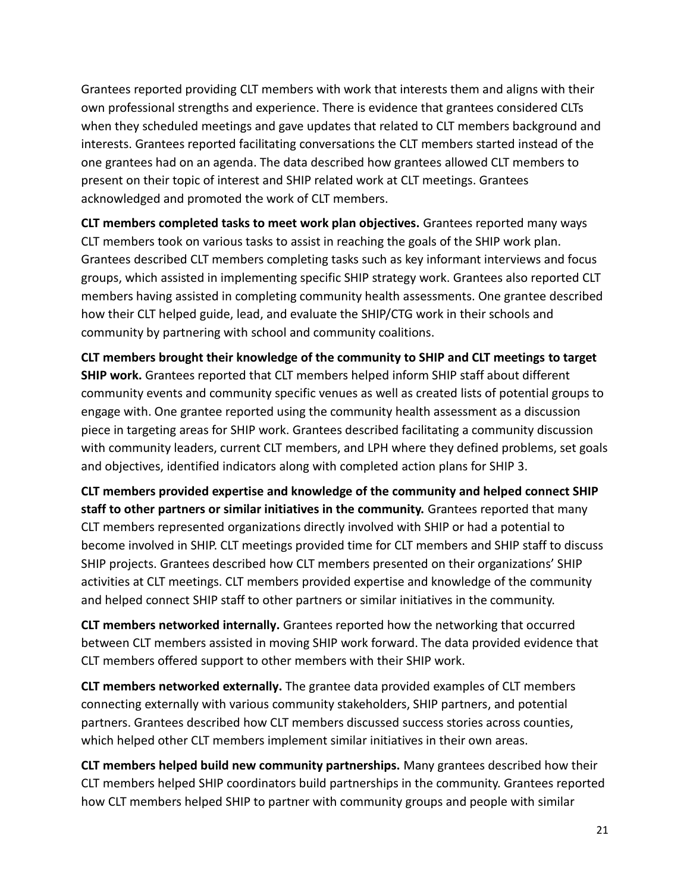Grantees reported providing CLT members with work that interests them and aligns with their own professional strengths and experience. There is evidence that grantees considered CLTs when they scheduled meetings and gave updates that related to CLT members background and interests. Grantees reported facilitating conversations the CLT members started instead of the one grantees had on an agenda. The data described how grantees allowed CLT members to present on their topic of interest and SHIP related work at CLT meetings. Grantees acknowledged and promoted the work of CLT members.

**CLT members completed tasks to meet work plan objectives.** Grantees reported many ways CLT members took on various tasks to assist in reaching the goals of the SHIP work plan. Grantees described CLT members completing tasks such as key informant interviews and focus groups, which assisted in implementing specific SHIP strategy work. Grantees also reported CLT members having assisted in completing community health assessments. One grantee described how their CLT helped guide, lead, and evaluate the SHIP/CTG work in their schools and community by partnering with school and community coalitions.

**CLT members brought their knowledge of the community to SHIP and CLT meetings to target SHIP work.** Grantees reported that CLT members helped inform SHIP staff about different community events and community specific venues as well as created lists of potential groups to engage with. One grantee reported using the community health assessment as a discussion piece in targeting areas for SHIP work. Grantees described facilitating a community discussion with community leaders, current CLT members, and LPH where they defined problems, set goals and objectives, identified indicators along with completed action plans for SHIP 3.

**CLT members provided expertise and knowledge of the community and helped connect SHIP staff to other partners or similar initiatives in the community.** Grantees reported that many CLT members represented organizations directly involved with SHIP or had a potential to become involved in SHIP. CLT meetings provided time for CLT members and SHIP staff to discuss SHIP projects. Grantees described how CLT members presented on their organizations' SHIP activities at CLT meetings. CLT members provided expertise and knowledge of the community and helped connect SHIP staff to other partners or similar initiatives in the community.

**CLT members networked internally.** Grantees reported how the networking that occurred between CLT members assisted in moving SHIP work forward. The data provided evidence that CLT members offered support to other members with their SHIP work.

**CLT members networked externally.** The grantee data provided examples of CLT members connecting externally with various community stakeholders, SHIP partners, and potential partners. Grantees described how CLT members discussed success stories across counties, which helped other CLT members implement similar initiatives in their own areas.

**CLT members helped build new community partnerships.** Many grantees described how their CLT members helped SHIP coordinators build partnerships in the community. Grantees reported how CLT members helped SHIP to partner with community groups and people with similar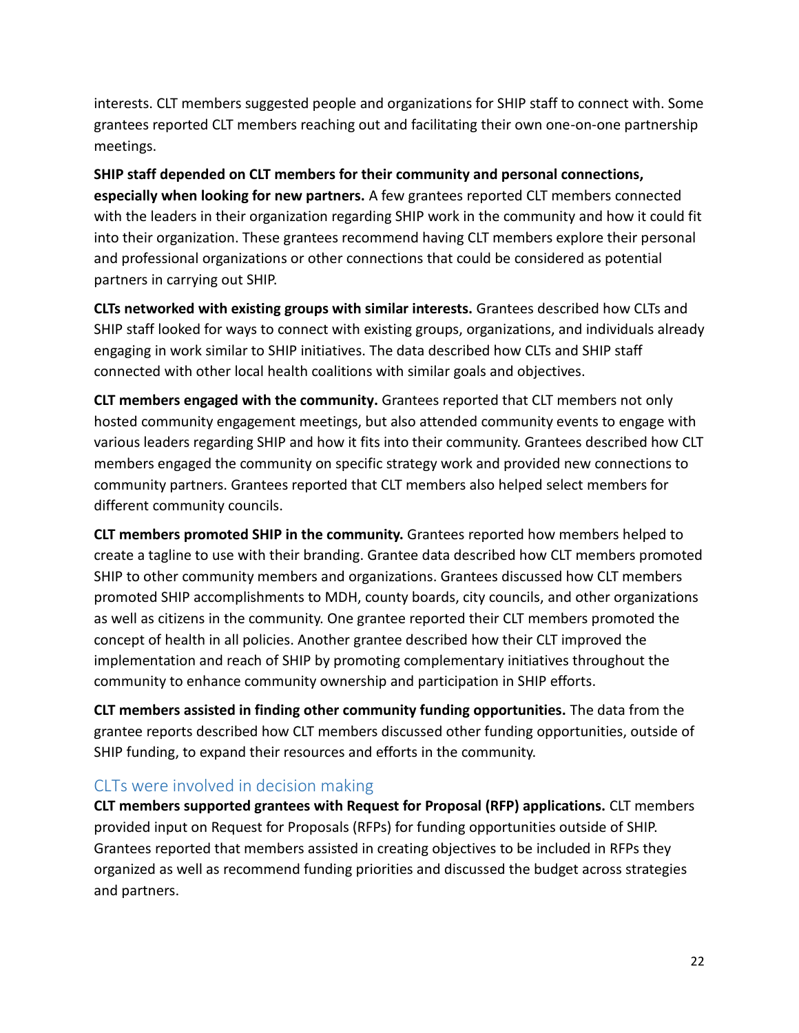interests. CLT members suggested people and organizations for SHIP staff to connect with. Some grantees reported CLT members reaching out and facilitating their own one-on-one partnership meetings.

**SHIP staff depended on CLT members for their community and personal connections, especially when looking for new partners.** A few grantees reported CLT members connected with the leaders in their organization regarding SHIP work in the community and how it could fit into their organization. These grantees recommend having CLT members explore their personal and professional organizations or other connections that could be considered as potential partners in carrying out SHIP.

**CLTs networked with existing groups with similar interests.** Grantees described how CLTs and SHIP staff looked for ways to connect with existing groups, organizations, and individuals already engaging in work similar to SHIP initiatives. The data described how CLTs and SHIP staff connected with other local health coalitions with similar goals and objectives.

**CLT members engaged with the community.** Grantees reported that CLT members not only hosted community engagement meetings, but also attended community events to engage with various leaders regarding SHIP and how it fits into their community. Grantees described how CLT members engaged the community on specific strategy work and provided new connections to community partners. Grantees reported that CLT members also helped select members for different community councils.

**CLT members promoted SHIP in the community.** Grantees reported how members helped to create a tagline to use with their branding. Grantee data described how CLT members promoted SHIP to other community members and organizations. Grantees discussed how CLT members promoted SHIP accomplishments to MDH, county boards, city councils, and other organizations as well as citizens in the community. One grantee reported their CLT members promoted the concept of health in all policies. Another grantee described how their CLT improved the implementation and reach of SHIP by promoting complementary initiatives throughout the community to enhance community ownership and participation in SHIP efforts.

**CLT members assisted in finding other community funding opportunities.** The data from the grantee reports described how CLT members discussed other funding opportunities, outside of SHIP funding, to expand their resources and efforts in the community.

## CLTs were involved in decision making

**CLT members supported grantees with Request for Proposal (RFP) applications.** CLT members provided input on Request for Proposals (RFPs) for funding opportunities outside of SHIP. Grantees reported that members assisted in creating objectives to be included in RFPs they organized as well as recommend funding priorities and discussed the budget across strategies and partners.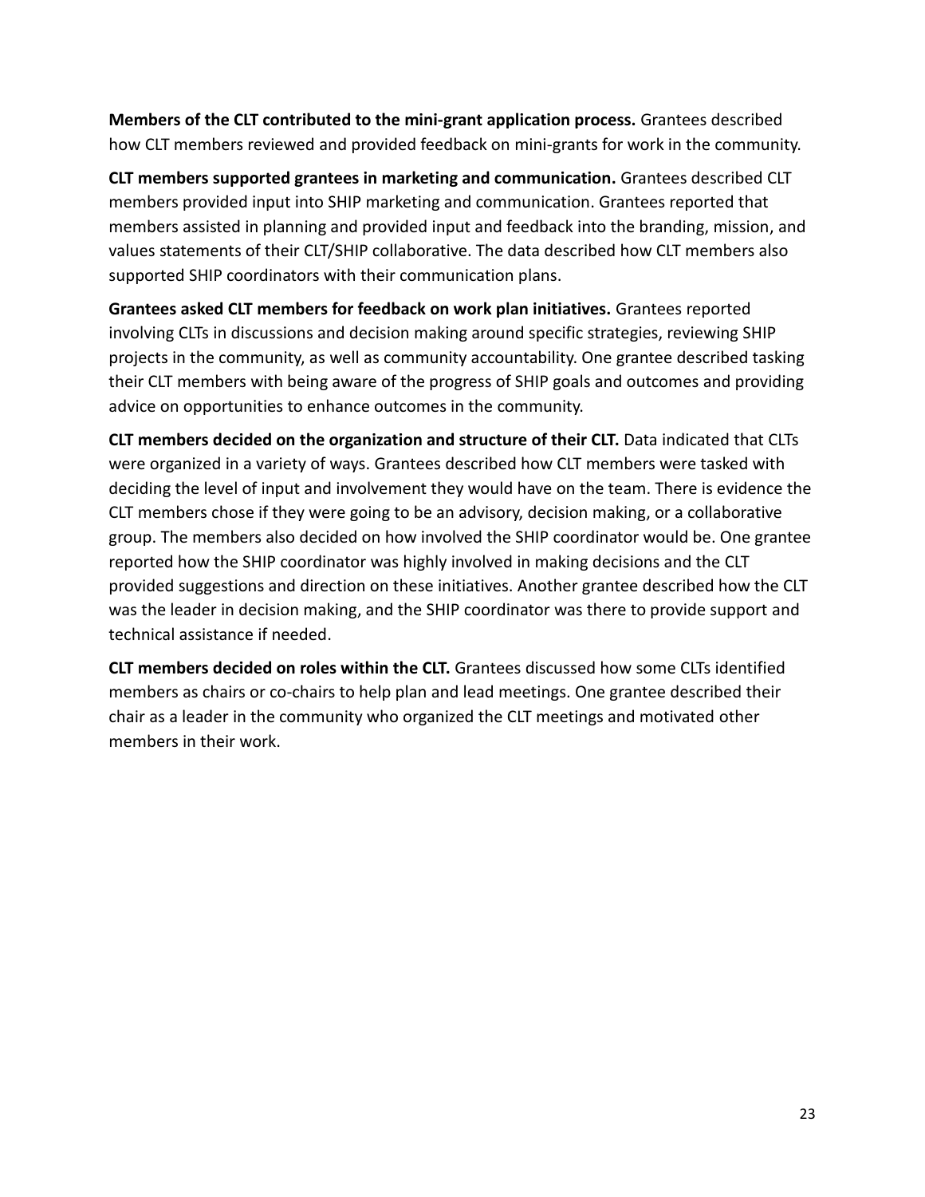**Members of the CLT contributed to the mini-grant application process.** Grantees described how CLT members reviewed and provided feedback on mini-grants for work in the community.

**CLT members supported grantees in marketing and communication.** Grantees described CLT members provided input into SHIP marketing and communication. Grantees reported that members assisted in planning and provided input and feedback into the branding, mission, and values statements of their CLT/SHIP collaborative. The data described how CLT members also supported SHIP coordinators with their communication plans.

**Grantees asked CLT members for feedback on work plan initiatives.** Grantees reported involving CLTs in discussions and decision making around specific strategies, reviewing SHIP projects in the community, as well as community accountability. One grantee described tasking their CLT members with being aware of the progress of SHIP goals and outcomes and providing advice on opportunities to enhance outcomes in the community.

**CLT members decided on the organization and structure of their CLT.** Data indicated that CLTs were organized in a variety of ways. Grantees described how CLT members were tasked with deciding the level of input and involvement they would have on the team. There is evidence the CLT members chose if they were going to be an advisory, decision making, or a collaborative group. The members also decided on how involved the SHIP coordinator would be. One grantee reported how the SHIP coordinator was highly involved in making decisions and the CLT provided suggestions and direction on these initiatives. Another grantee described how the CLT was the leader in decision making, and the SHIP coordinator was there to provide support and technical assistance if needed.

**CLT members decided on roles within the CLT.** Grantees discussed how some CLTs identified members as chairs or co-chairs to help plan and lead meetings. One grantee described their chair as a leader in the community who organized the CLT meetings and motivated other members in their work.